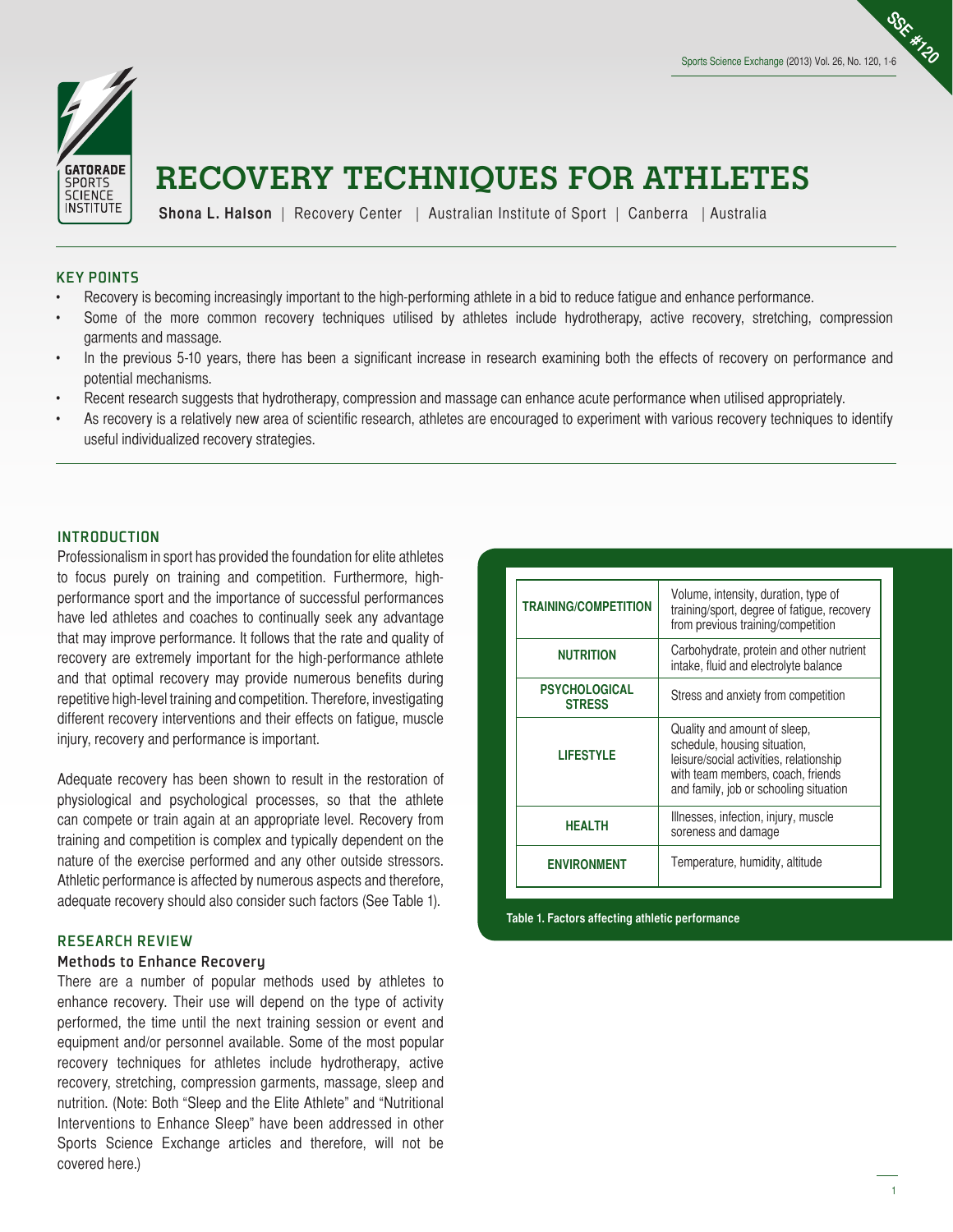# RECOVERY TECHNIQUES FOR ATHLETES

**Shona L. Halson** | Recovery Center | Australian Institute of Sport | Canberra | Australia

## KEY POINTS

- Recovery is becoming increasingly important to the high-performing athlete in a bid to reduce fatigue and enhance performance.
- Some of the more common recovery techniques utilised by athletes include hydrotherapy, active recovery, stretching, compression garments and massage.
- In the previous 5-10 years, there has been a significant increase in research examining both the effects of recovery on performance and potential mechanisms.
- Recent research suggests that hydrotherapy, compression and massage can enhance acute performance when utilised appropriately.
- As recovery is a relatively new area of scientific research, athletes are encouraged to experiment with various recovery techniques to identify useful individualized recovery strategies.

## INTRODUCTION

Professionalism in sport has provided the foundation for elite athletes to focus purely on training and competition. Furthermore, high-performance sport and the importance of successful performances have led athletes and coaches to continually seek any advantage that may improve performance. It follows that the rate and quality of recovery are extremely important for the high-performance athlete and that optimal recovery may provide numerous benefits during repetitive high-level training and competition. Therefore, investigating different recovery interventions and their effects on fatigue, muscle injury, recovery and performance is important.

Adequate recovery has been shown to result in the restoration of physiological and psychological processes, so that the athlete can compete or train again at an appropriate level. Recovery from training and competition is complex and typically dependent on the nature of the exercise performed and any other outside stressors. Athletic performance is affected by numerous aspects and therefore, adequate recovery should also consider such factors (See Table 1).

| | |
|---|---|
| **TRAINING/COMPETITION** | Volume, intensity, duration, type of training/sport, degree of fatigue, recovery from previous training/competition |
| **NUTRITION** | Carbohydrate, protein and other nutrient intake, fluid and electrolyte balance |
| **PSYCHOLOGICAL STRESS** | Stress and anxiety from competition |
| **LIFESTYLE** | Quality and amount of sleep, schedule, housing situation, leisure/social activities, relationship with team members, coach, friends and family, job or schooling situation |
| **HEALTH** | Illnesses, infection, injury, muscle soreness and damage |
| **ENVIRONMENT** | Temperature, humidity, altitude |

**Table 1. Factors affecting athletic performance**

## RESEARCH REVIEW

### Methods to Enhance Recovery

There are a number of popular methods used by athletes to enhance recovery. Their use will depend on the type of activity performed, the time until the next training session or event and equipment and/or personnel available. Some of the most popular recovery techniques for athletes include hydrotherapy, active recovery, stretching, compression garments, massage, sleep and nutrition. (Note: Both "Sleep and the Elite Athlete" and "Nutritional Interventions to Enhance Sleep" have been addressed in other Sports Science Exchange articles and therefore, will not be covered here.)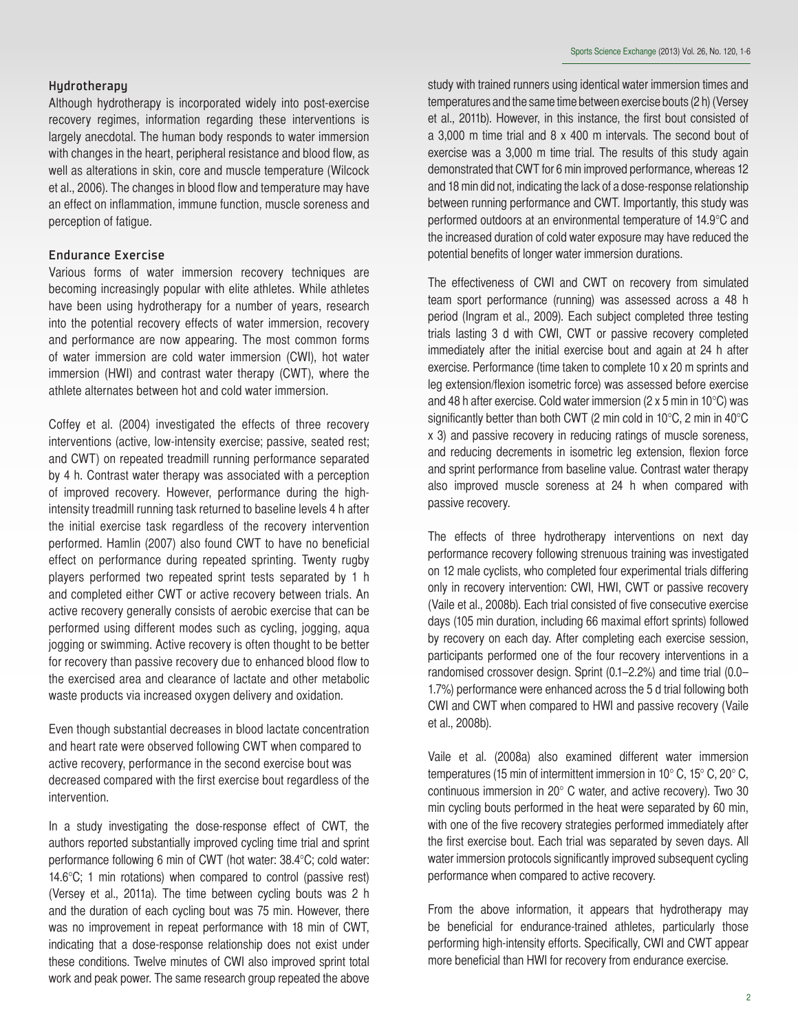## Hydrotherapy

Although hydrotherapy is incorporated widely into post-exercise recovery regimes, information regarding these interventions is largely anecdotal. The human body responds to water immersion with changes in the heart, peripheral resistance and blood flow, as well as alterations in skin, core and muscle temperature (Wilcock et al., 2006). The changes in blood flow and temperature may have an effect on inflammation, immune function, muscle soreness and perception of fatigue.

## Endurance Exercise

Various forms of water immersion recovery techniques are becoming increasingly popular with elite athletes. While athletes have been using hydrotherapy for a number of years, research into the potential recovery effects of water immersion, recovery and performance are now appearing. The most common forms of water immersion are cold water immersion (CWI), hot water immersion (HWI) and contrast water therapy (CWT), where the athlete alternates between hot and cold water immersion.

Coffey et al. (2004) investigated the effects of three recovery interventions (active, low-intensity exercise; passive, seated rest; and CWT) on repeated treadmill running performance separated by 4 h. Contrast water therapy was associated with a perception of improved recovery. However, performance during the high-intensity treadmill running task returned to baseline levels 4 h after the initial exercise task regardless of the recovery intervention performed. Hamlin (2007) also found CWT to have no beneficial effect on performance during repeated sprinting. Twenty rugby players performed two repeated sprint tests separated by 1 h and completed either CWT or active recovery between trials. An active recovery generally consists of aerobic exercise that can be performed using different modes such as cycling, jogging, aqua jogging or swimming. Active recovery is often thought to be better for recovery than passive recovery due to enhanced blood flow to the exercised area and clearance of lactate and other metabolic waste products via increased oxygen delivery and oxidation.

Even though substantial decreases in blood lactate concentration and heart rate were observed following CWT when compared to active recovery, performance in the second exercise bout was decreased compared with the first exercise bout regardless of the intervention.

In a study investigating the dose-response effect of CWT, the authors reported substantially improved cycling time trial and sprint performance following 6 min of CWT (hot water: 38.4°C; cold water: 14.6°C; 1 min rotations) when compared to control (passive rest) (Versey et al., 2011a). The time between cycling bouts was 2 h and the duration of each cycling bout was 75 min. However, there was no improvement in repeat performance with 18 min of CWT, indicating that a dose-response relationship does not exist under these conditions. Twelve minutes of CWI also improved sprint total work and peak power. The same research group repeated the above study with trained runners using identical water immersion times and temperatures and the same time between exercise bouts (2 h) (Versey et al., 2011b). However, in this instance, the first bout consisted of a 3,000 m time trial and 8 x 400 m intervals. The second bout of exercise was a 3,000 m time trial. The results of this study again demonstrated that CWT for 6 min improved performance, whereas 12 and 18 min did not, indicating the lack of a dose-response relationship between running performance and CWT. Importantly, this study was performed outdoors at an environmental temperature of 14.9°C and the increased duration of cold water exposure may have reduced the potential benefits of longer water immersion durations.

The effectiveness of CWI and CWT on recovery from simulated team sport performance (running) was assessed across a 48 h period (Ingram et al., 2009). Each subject completed three testing trials lasting 3 d with CWI, CWT or passive recovery completed immediately after the initial exercise bout and again at 24 h after exercise. Performance (time taken to complete 10 x 20 m sprints and leg extension/flexion isometric force) was assessed before exercise and 48 h after exercise. Cold water immersion (2 x 5 min in 10°C) was significantly better than both CWT (2 min cold in 10°C, 2 min in 40°C x 3) and passive recovery in reducing ratings of muscle soreness, and reducing decrements in isometric leg extension, flexion force and sprint performance from baseline value. Contrast water therapy also improved muscle soreness at 24 h when compared with passive recovery.

The effects of three hydrotherapy interventions on next day performance recovery following strenuous training was investigated on 12 male cyclists, who completed four experimental trials differing only in recovery intervention: CWI, HWI, CWT or passive recovery (Vaile et al., 2008b). Each trial consisted of five consecutive exercise days (105 min duration, including 66 maximal effort sprints) followed by recovery on each day. After completing each exercise session, participants performed one of the four recovery interventions in a randomised crossover design. Sprint (0.1–2.2%) and time trial (0.0–1.7%) performance were enhanced across the 5 d trial following both CWI and CWT when compared to HWI and passive recovery (Vaile et al., 2008b).

Vaile et al. (2008a) also examined different water immersion temperatures (15 min of intermittent immersion in 10° C, 15° C, 20° C, continuous immersion in 20° C water, and active recovery). Two 30 min cycling bouts performed in the heat were separated by 60 min, with one of the five recovery strategies performed immediately after the first exercise bout. Each trial was separated by seven days. All water immersion protocols significantly improved subsequent cycling performance when compared to active recovery.

From the above information, it appears that hydrotherapy may be beneficial for endurance-trained athletes, particularly those performing high-intensity efforts. Specifically, CWI and CWT appear more beneficial than HWI for recovery from endurance exercise.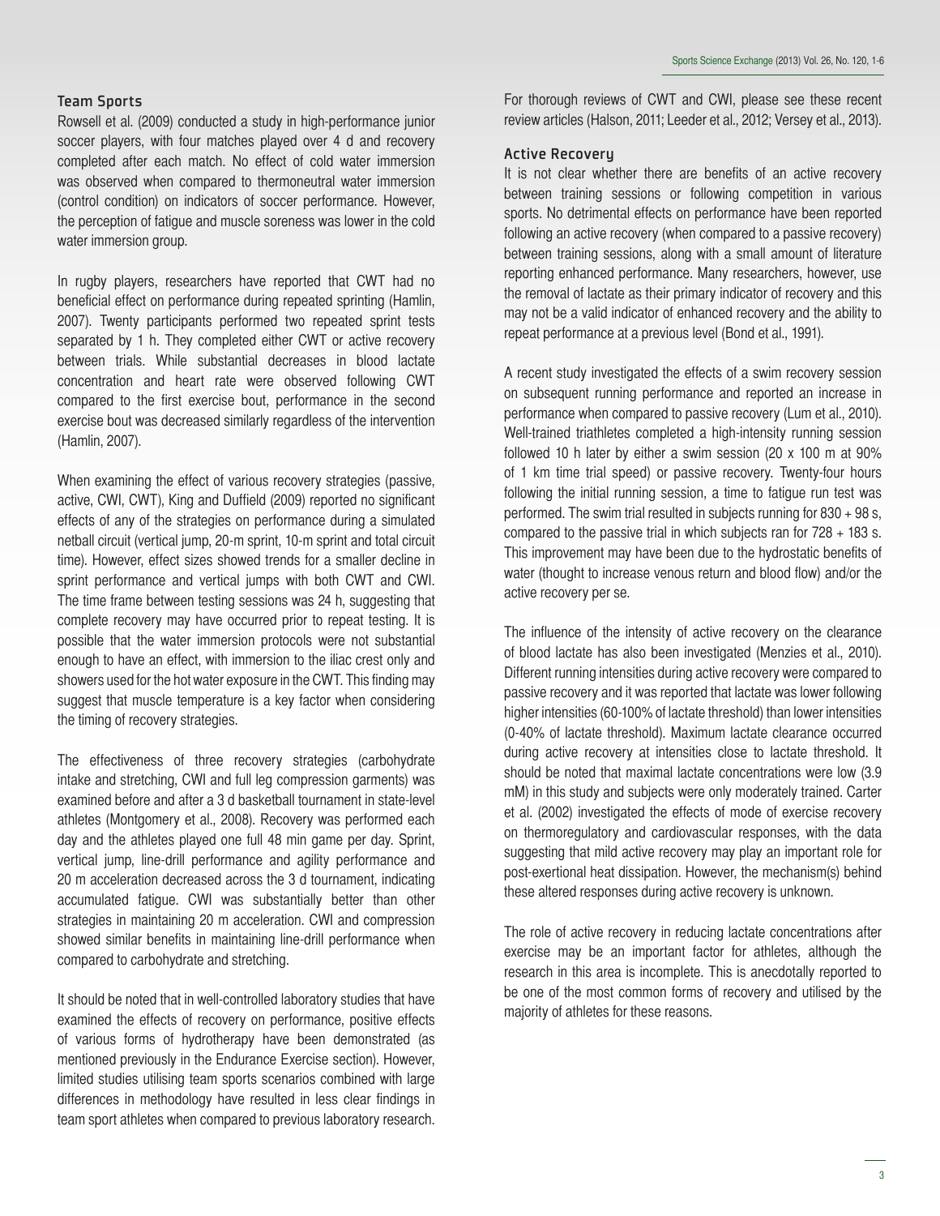### Team Sports

Rowsell et al. (2009) conducted a study in high-performance junior soccer players, with four matches played over 4 d and recovery completed after each match. No effect of cold water immersion was observed when compared to thermoneutral water immersion (control condition) on indicators of soccer performance. However, the perception of fatigue and muscle soreness was lower in the cold water immersion group.

In rugby players, researchers have reported that CWT had no beneficial effect on performance during repeated sprinting (Hamlin, 2007). Twenty participants performed two repeated sprint tests separated by 1 h. They completed either CWT or active recovery between trials. While substantial decreases in blood lactate concentration and heart rate were observed following CWT compared to the first exercise bout, performance in the second exercise bout was decreased similarly regardless of the intervention (Hamlin, 2007).

When examining the effect of various recovery strategies (passive, active, CWI, CWT), King and Duffield (2009) reported no significant effects of any of the strategies on performance during a simulated netball circuit (vertical jump, 20-m sprint, 10-m sprint and total circuit time). However, effect sizes showed trends for a smaller decline in sprint performance and vertical jumps with both CWT and CWI. The time frame between testing sessions was 24 h, suggesting that complete recovery may have occurred prior to repeat testing. It is possible that the water immersion protocols were not substantial enough to have an effect, with immersion to the iliac crest only and showers used for the hot water exposure in the CWT. This finding may suggest that muscle temperature is a key factor when considering the timing of recovery strategies.

The effectiveness of three recovery strategies (carbohydrate intake and stretching, CWI and full leg compression garments) was examined before and after a 3 d basketball tournament in state-level athletes (Montgomery et al., 2008). Recovery was performed each day and the athletes played one full 48 min game per day. Sprint, vertical jump, line-drill performance and agility performance and 20 m acceleration decreased across the 3 d tournament, indicating accumulated fatigue. CWI was substantially better than other strategies in maintaining 20 m acceleration. CWI and compression showed similar benefits in maintaining line-drill performance when compared to carbohydrate and stretching.

It should be noted that in well-controlled laboratory studies that have examined the effects of recovery on performance, positive effects of various forms of hydrotherapy have been demonstrated (as mentioned previously in the Endurance Exercise section). However, limited studies utilising team sports scenarios combined with large differences in methodology have resulted in less clear findings in team sport athletes when compared to previous laboratory research. For thorough reviews of CWT and CWI, please see these recent review articles (Halson, 2011; Leeder et al., 2012; Versey et al., 2013).

### Active Recovery

It is not clear whether there are benefits of an active recovery between training sessions or following competition in various sports. No detrimental effects on performance have been reported following an active recovery (when compared to a passive recovery) between training sessions, along with a small amount of literature reporting enhanced performance. Many researchers, however, use the removal of lactate as their primary indicator of recovery and this may not be a valid indicator of enhanced recovery and the ability to repeat performance at a previous level (Bond et al., 1991).

A recent study investigated the effects of a swim recovery session on subsequent running performance and reported an increase in performance when compared to passive recovery (Lum et al., 2010). Well-trained triathletes completed a high-intensity running session followed 10 h later by either a swim session (20 x 100 m at 90% of 1 km time trial speed) or passive recovery. Twenty-four hours following the initial running session, a time to fatigue run test was performed. The swim trial resulted in subjects running for 830 + 98 s, compared to the passive trial in which subjects ran for 728 + 183 s. This improvement may have been due to the hydrostatic benefits of water (thought to increase venous return and blood flow) and/or the active recovery per se.

The influence of the intensity of active recovery on the clearance of blood lactate has also been investigated (Menzies et al., 2010). Different running intensities during active recovery were compared to passive recovery and it was reported that lactate was lower following higher intensities (60-100% of lactate threshold) than lower intensities (0-40% of lactate threshold). Maximum lactate clearance occurred during active recovery at intensities close to lactate threshold. It should be noted that maximal lactate concentrations were low (3.9 mM) in this study and subjects were only moderately trained. Carter et al. (2002) investigated the effects of mode of exercise recovery on thermoregulatory and cardiovascular responses, with the data suggesting that mild active recovery may play an important role for post-exertional heat dissipation. However, the mechanism(s) behind these altered responses during active recovery is unknown.

The role of active recovery in reducing lactate concentrations after exercise may be an important factor for athletes, although the research in this area is incomplete. This is anecdotally reported to be one of the most common forms of recovery and utilised by the majority of athletes for these reasons.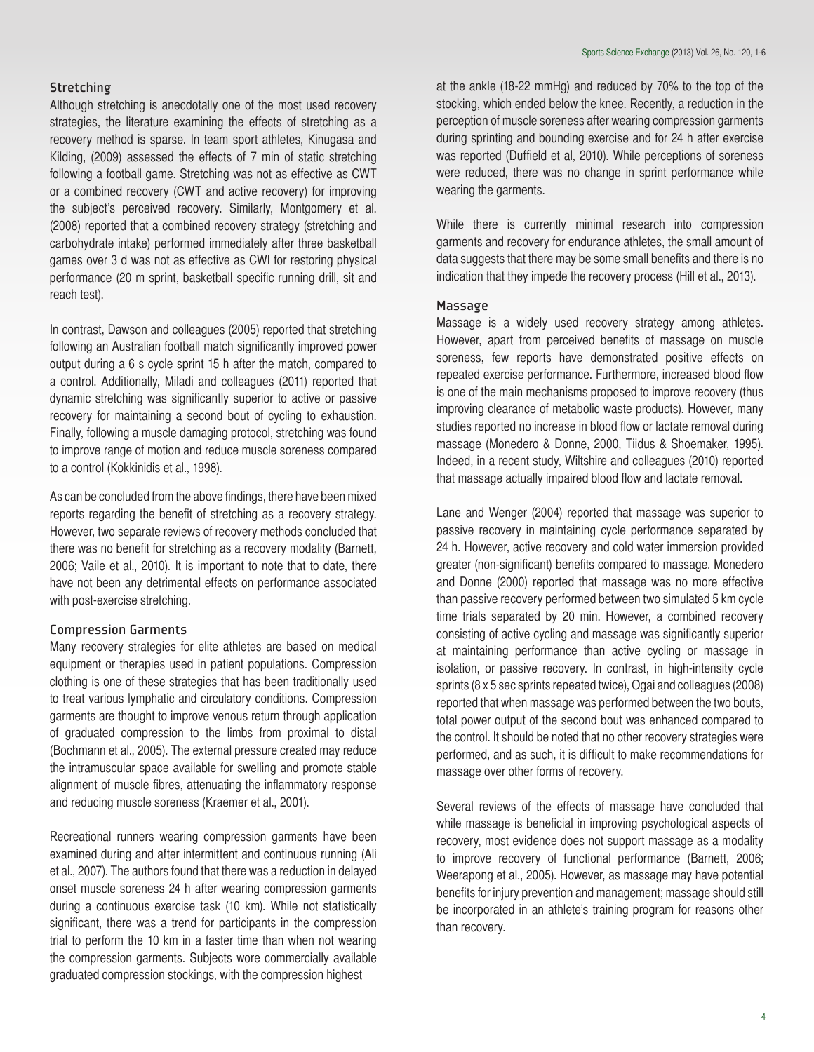### Stretching

Although stretching is anecdotally one of the most used recovery strategies, the literature examining the effects of stretching as a recovery method is sparse. In team sport athletes, Kinugasa and Kilding, (2009) assessed the effects of 7 min of static stretching following a football game. Stretching was not as effective as CWT or a combined recovery (CWT and active recovery) for improving the subject's perceived recovery. Similarly, Montgomery et al. (2008) reported that a combined recovery strategy (stretching and carbohydrate intake) performed immediately after three basketball games over 3 d was not as effective as CWI for restoring physical performance (20 m sprint, basketball specific running drill, sit and reach test).

In contrast, Dawson and colleagues (2005) reported that stretching following an Australian football match significantly improved power output during a 6 s cycle sprint 15 h after the match, compared to a control. Additionally, Miladi and colleagues (2011) reported that dynamic stretching was significantly superior to active or passive recovery for maintaining a second bout of cycling to exhaustion. Finally, following a muscle damaging protocol, stretching was found to improve range of motion and reduce muscle soreness compared to a control (Kokkinidis et al., 1998).

As can be concluded from the above findings, there have been mixed reports regarding the benefit of stretching as a recovery strategy. However, two separate reviews of recovery methods concluded that there was no benefit for stretching as a recovery modality (Barnett, 2006; Vaile et al., 2010). It is important to note that to date, there have not been any detrimental effects on performance associated with post-exercise stretching.

### Compression Garments

Many recovery strategies for elite athletes are based on medical equipment or therapies used in patient populations. Compression clothing is one of these strategies that has been traditionally used to treat various lymphatic and circulatory conditions. Compression garments are thought to improve venous return through application of graduated compression to the limbs from proximal to distal (Bochmann et al., 2005). The external pressure created may reduce the intramuscular space available for swelling and promote stable alignment of muscle fibres, attenuating the inflammatory response and reducing muscle soreness (Kraemer et al., 2001).

Recreational runners wearing compression garments have been examined during and after intermittent and continuous running (Ali et al., 2007). The authors found that there was a reduction in delayed onset muscle soreness 24 h after wearing compression garments during a continuous exercise task (10 km). While not statistically significant, there was a trend for participants in the compression trial to perform the 10 km in a faster time than when not wearing the compression garments. Subjects wore commercially available graduated compression stockings, with the compression highest at the ankle (18-22 mmHg) and reduced by 70% to the top of the stocking, which ended below the knee. Recently, a reduction in the perception of muscle soreness after wearing compression garments during sprinting and bounding exercise and for 24 h after exercise was reported (Duffield et al, 2010). While perceptions of soreness were reduced, there was no change in sprint performance while wearing the garments.

While there is currently minimal research into compression garments and recovery for endurance athletes, the small amount of data suggests that there may be some small benefits and there is no indication that they impede the recovery process (Hill et al., 2013).

### Massage

Massage is a widely used recovery strategy among athletes. However, apart from perceived benefits of massage on muscle soreness, few reports have demonstrated positive effects on repeated exercise performance. Furthermore, increased blood flow is one of the main mechanisms proposed to improve recovery (thus improving clearance of metabolic waste products). However, many studies reported no increase in blood flow or lactate removal during massage (Monedero & Donne, 2000, Tiidus & Shoemaker, 1995). Indeed, in a recent study, Wiltshire and colleagues (2010) reported that massage actually impaired blood flow and lactate removal.

Lane and Wenger (2004) reported that massage was superior to passive recovery in maintaining cycle performance separated by 24 h. However, active recovery and cold water immersion provided greater (non-significant) benefits compared to massage. Monedero and Donne (2000) reported that massage was no more effective than passive recovery performed between two simulated 5 km cycle time trials separated by 20 min. However, a combined recovery consisting of active cycling and massage was significantly superior at maintaining performance than active cycling or massage in isolation, or passive recovery. In contrast, in high-intensity cycle sprints (8 x 5 sec sprints repeated twice), Ogai and colleagues (2008) reported that when massage was performed between the two bouts, total power output of the second bout was enhanced compared to the control. It should be noted that no other recovery strategies were performed, and as such, it is difficult to make recommendations for massage over other forms of recovery.

Several reviews of the effects of massage have concluded that while massage is beneficial in improving psychological aspects of recovery, most evidence does not support massage as a modality to improve recovery of functional performance (Barnett, 2006; Weerapong et al., 2005). However, as massage may have potential benefits for injury prevention and management; massage should still be incorporated in an athlete's training program for reasons other than recovery.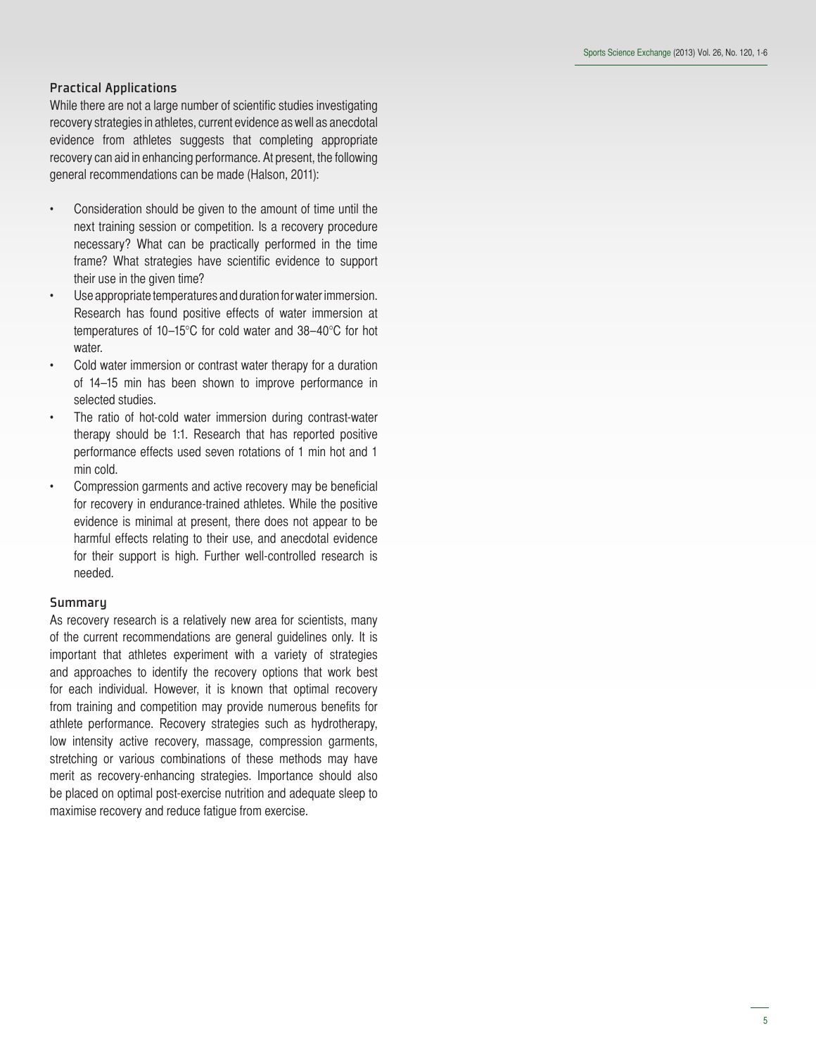## Practical Applications

While there are not a large number of scientific studies investigating recovery strategies in athletes, current evidence as well as anecdotal evidence from athletes suggests that completing appropriate recovery can aid in enhancing performance. At present, the following general recommendations can be made (Halson, 2011):

- Consideration should be given to the amount of time until the next training session or competition. Is a recovery procedure necessary? What can be practically performed in the time frame? What strategies have scientific evidence to support their use in the given time?
- Use appropriate temperatures and duration for water immersion. Research has found positive effects of water immersion at temperatures of 10–15°C for cold water and 38–40°C for hot water.
- Cold water immersion or contrast water therapy for a duration of 14–15 min has been shown to improve performance in selected studies.
- The ratio of hot-cold water immersion during contrast-water therapy should be 1:1. Research that has reported positive performance effects used seven rotations of 1 min hot and 1 min cold.
- Compression garments and active recovery may be beneficial for recovery in endurance-trained athletes. While the positive evidence is minimal at present, there does not appear to be harmful effects relating to their use, and anecdotal evidence for their support is high. Further well-controlled research is needed.

## Summary

As recovery research is a relatively new area for scientists, many of the current recommendations are general guidelines only. It is important that athletes experiment with a variety of strategies and approaches to identify the recovery options that work best for each individual. However, it is known that optimal recovery from training and competition may provide numerous benefits for athlete performance. Recovery strategies such as hydrotherapy, low intensity active recovery, massage, compression garments, stretching or various combinations of these methods may have merit as recovery-enhancing strategies. Importance should also be placed on optimal post-exercise nutrition and adequate sleep to maximise recovery and reduce fatigue from exercise.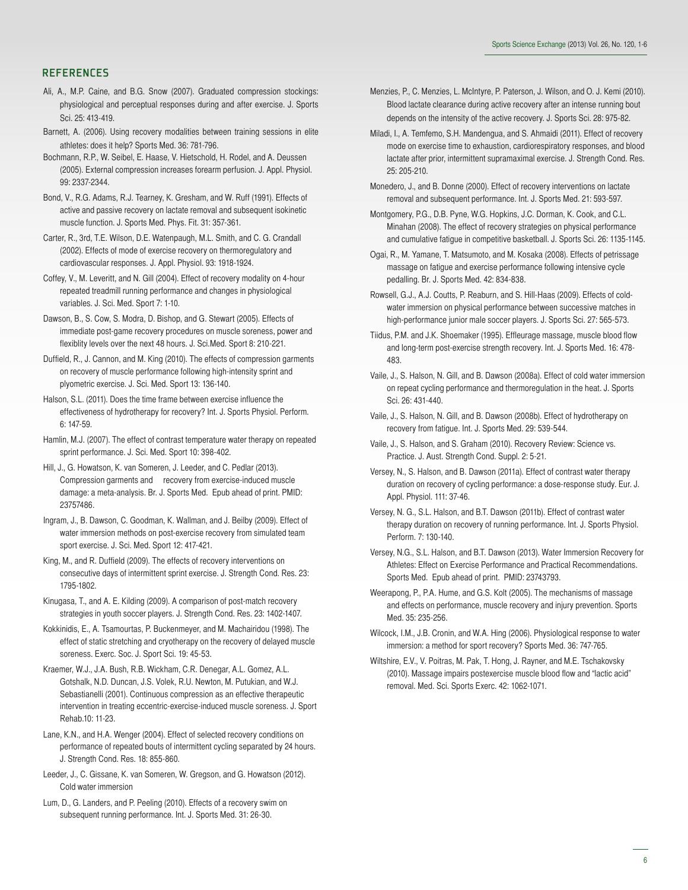## REFERENCES

Ali, A., M.P. Caine, and B.G. Snow (2007). Graduated compression stockings: physiological and perceptual responses during and after exercise. J. Sports Sci. 25: 413-419.

Barnett, A. (2006). Using recovery modalities between training sessions in elite athletes: does it help? Sports Med. 36: 781-796.

Bochmann, R.P., W. Seibel, E. Haase, V. Hietschold, H. Rodel, and A. Deussen (2005). External compression increases forearm perfusion. J. Appl. Physiol. 99: 2337-2344.

Bond, V., R.G. Adams, R.J. Tearney, K. Gresham, and W. Ruff (1991). Effects of active and passive recovery on lactate removal and subsequent isokinetic muscle function. J. Sports Med. Phys. Fit. 31: 357-361.

Carter, R., 3rd, T.E. Wilson, D.E. Watenpaugh, M.L. Smith, and C. G. Crandall (2002). Effects of mode of exercise recovery on thermoregulatory and cardiovascular responses. J. Appl. Physiol. 93: 1918-1924.

Coffey, V., M. Leveritt, and N. Gill (2004). Effect of recovery modality on 4-hour repeated treadmill running performance and changes in physiological variables. J. Sci. Med. Sport 7: 1-10.

Dawson, B., S. Cow, S. Modra, D. Bishop, and G. Stewart (2005). Effects of immediate post-game recovery procedures on muscle soreness, power and flexiblity levels over the next 48 hours. J. Sci.Med. Sport 8: 210-221.

Duffield, R., J. Cannon, and M. King (2010). The effects of compression garments on recovery of muscle performance following high-intensity sprint and plyometric exercise. J. Sci. Med. Sport 13: 136-140.

Halson, S.L. (2011). Does the time frame between exercise influence the effectiveness of hydrotherapy for recovery? Int. J. Sports Physiol. Perform. 6: 147-59.

Hamlin, M.J. (2007). The effect of contrast temperature water therapy on repeated sprint performance. J. Sci. Med. Sport 10: 398-402.

Hill, J., G. Howatson, K. van Someren, J. Leeder, and C. Pedlar (2013). Compression garments and recovery from exercise-induced muscle damage: a meta-analysis. Br. J. Sports Med. Epub ahead of print. PMID: 23757486.

Ingram, J., B. Dawson, C. Goodman, K. Wallman, and J. Beilby (2009). Effect of water immersion methods on post-exercise recovery from simulated team sport exercise. J. Sci. Med. Sport 12: 417-421.

King, M., and R. Duffield (2009). The effects of recovery interventions on consecutive days of intermittent sprint exercise. J. Strength Cond. Res. 23: 1795-1802.

Kinugasa, T., and A. E. Kilding (2009). A comparison of post-match recovery strategies in youth soccer players. J. Strength Cond. Res. 23: 1402-1407.

Kokkinidis, E., A. Tsamourtas, P. Buckenmeyer, and M. Machairidou (1998). The effect of static stretching and cryotherapy on the recovery of delayed muscle soreness. Exerc. Soc. J. Sport Sci. 19: 45-53.

Kraemer, W.J., J.A. Bush, R.B. Wickham, C.R. Denegar, A.L. Gomez, A.L. Gotshalk, N.D. Duncan, J.S. Volek, R.U. Newton, M. Putukian, and W.J. Sebastianelli (2001). Continuous compression as an effective therapeutic intervention in treating eccentric-exercise-induced muscle soreness. J. Sport Rehab.10: 11-23.

Lane, K.N., and H.A. Wenger (2004). Effect of selected recovery conditions on performance of repeated bouts of intermittent cycling separated by 24 hours. J. Strength Cond. Res. 18: 855-860.

Leeder, J., C. Gissane, K. van Someren, W. Gregson, and G. Howatson (2012). Cold water immersion

Lum, D., G. Landers, and P. Peeling (2010). Effects of a recovery swim on subsequent running performance. Int. J. Sports Med. 31: 26-30.

Menzies, P., C. Menzies, L. McIntyre, P. Paterson, J. Wilson, and O. J. Kemi (2010). Blood lactate clearance during active recovery after an intense running bout depends on the intensity of the active recovery. J. Sports Sci. 28: 975-82.

Miladi, I., A. Temfemo, S.H. Mandengua, and S. Ahmaidi (2011). Effect of recovery mode on exercise time to exhaustion, cardiorespiratory responses, and blood lactate after prior, intermittent supramaximal exercise. J. Strength Cond. Res. 25: 205-210.

Monedero, J., and B. Donne (2000). Effect of recovery interventions on lactate removal and subsequent performance. Int. J. Sports Med. 21: 593-597.

Montgomery, P.G., D.B. Pyne, W.G. Hopkins, J.C. Dorman, K. Cook, and C.L. Minahan (2008). The effect of recovery strategies on physical performance and cumulative fatigue in competitive basketball. J. Sports Sci. 26: 1135-1145.

Ogai, R., M. Yamane, T. Matsumoto, and M. Kosaka (2008). Effects of petrissage massage on fatigue and exercise performance following intensive cycle pedalling. Br. J. Sports Med. 42: 834-838.

Rowsell, G.J., A.J. Coutts, P. Reaburn, and S. Hill-Haas (2009). Effects of cold-water immersion on physical performance between successive matches in high-performance junior male soccer players. J. Sports Sci. 27: 565-573.

Tiidus, P.M. and J.K. Shoemaker (1995). Effleurage massage, muscle blood flow and long-term post-exercise strength recovery. Int. J. Sports Med. 16: 478-483.

Vaile, J., S. Halson, N. Gill, and B. Dawson (2008a). Effect of cold water immersion on repeat cycling performance and thermoregulation in the heat. J. Sports Sci. 26: 431-440.

Vaile, J., S. Halson, N. Gill, and B. Dawson (2008b). Effect of hydrotherapy on recovery from fatigue. Int. J. Sports Med. 29: 539-544.

Vaile, J., S. Halson, and S. Graham (2010). Recovery Review: Science vs. Practice. J. Aust. Strength Cond. Suppl. 2: 5-21.

Versey, N., S. Halson, and B. Dawson (2011a). Effect of contrast water therapy duration on recovery of cycling performance: a dose-response study. Eur. J. Appl. Physiol. 111: 37-46.

Versey, N. G., S.L. Halson, and B.T. Dawson (2011b). Effect of contrast water therapy duration on recovery of running performance. Int. J. Sports Physiol. Perform. 7: 130-140.

Versey, N.G., S.L. Halson, and B.T. Dawson (2013). Water Immersion Recovery for Athletes: Effect on Exercise Performance and Practical Recommendations. Sports Med. Epub ahead of print. PMID: 23743793.

Weerapong, P., P.A. Hume, and G.S. Kolt (2005). The mechanisms of massage and effects on performance, muscle recovery and injury prevention. Sports Med. 35: 235-256.

Wilcock, I.M., J.B. Cronin, and W.A. Hing (2006). Physiological response to water immersion: a method for sport recovery? Sports Med. 36: 747-765.

Wiltshire, E.V., V. Poitras, M. Pak, T. Hong, J. Rayner, and M.E. Tschakovsky (2010). Massage impairs postexercise muscle blood flow and "lactic acid" removal. Med. Sci. Sports Exerc. 42: 1062-1071.